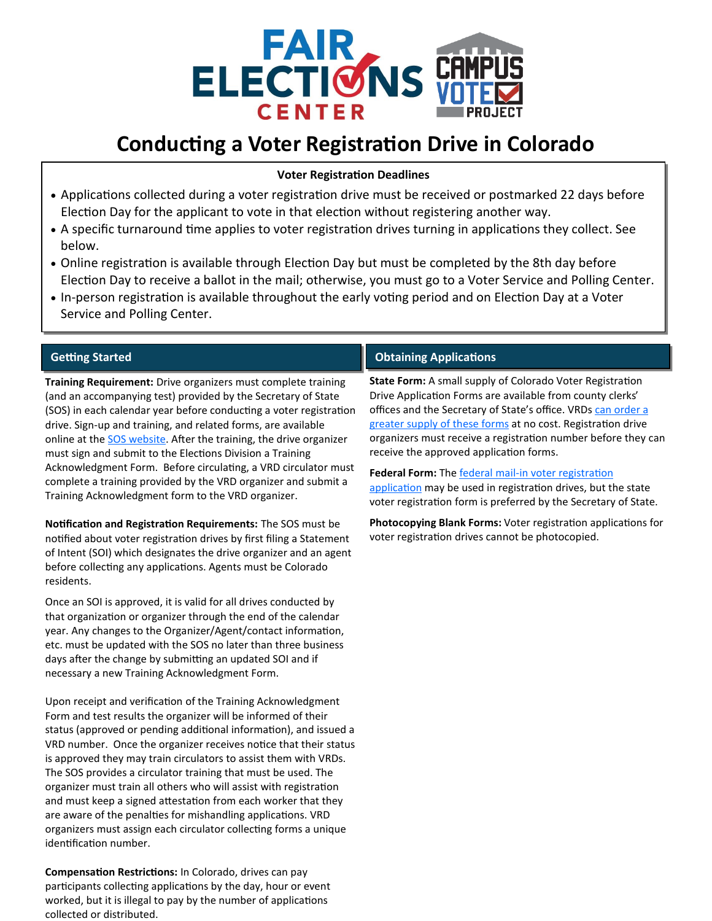# Conducting a Voter Registration Drive in Colorado

**Voter Registration Deadlines**

- Applications collected during a voter registration drive must be received or postmarked 22 days before Election Day for the applicant to vote in that election without registering another way.
- A specific turnaround time applies to voter registration drives turning in applications they collect. See below.
- Online registration is available through Election Day but must be completed by the 8th day before Election Day to receive a ballot in the mail; otherwise, you must go to a Voter Service and Polling Center.
- In-person registration is available throughout the early voting period and on Election Day at a Voter Service and Polling Center.

## Getting Started

**Training Requirement:** Drive organizers must complete training (and an accompanying test) provided by the Secretary of State (SOS) in each calendar year before conducting a voter registration drive. Sign-up and training, and related forms, are available online at the SOS website. After the training, the drive organizer must sign and submit to the Elections Division a Training Acknowledgment Form. Before circulating, a VRD circulator must complete a training provided by the VRD organizer and submit a Training Acknowledgment form to the VRD organizer.

**Notification and Registration Requirements:** The SOS must be notified about voter registration drives by first filing a Statement of Intent (SOI) which designates the drive organizer and an agent before collecting any applications. Agents must be Colorado residents.

Once an SOI is approved, it is valid for all drives conducted by that organization or organizer through the end of the calendar year. Any changes to the Organizer/Agent/contact information, etc. must be updated with the SOS no later than three business days after the change by submitting an updated SOI and if necessary a new Training Acknowledgment Form.

Upon receipt and verification of the Training Acknowledgment Form and test results the organizer will be informed of their status (approved or pending additional information), and issued a VRD number. Once the organizer receives notice that their status is approved they may train circulators to assist them with VRDs. The SOS provides a circulator training that must be used. The organizer must train all others who will assist with registration and must keep a signed attestation from each worker that they are aware of the penalties for mishandling applications. VRD organizers must assign each circulator collecting forms a unique identification number.

**Compensation Restrictions:** In Colorado, drives can pay participants collecting applications by the day, hour or event worked, but it is illegal to pay by the number of applications collected or distributed.

## Obtaining Applications

**State Form:** A small supply of Colorado Voter Registration Drive Application Forms are available from county clerks' offices and the Secretary of State's office. VRDs can order a greater supply of these forms at no cost. Registration drive organizers must receive a registration number before they can receive the approved application forms.

**Federal Form:** The federal mail-in voter registration application may be used in registration drives, but the state voter registration form is preferred by the Secretary of State.

**Photocopying Blank Forms:** Voter registration applications for voter registration drives cannot be photocopied.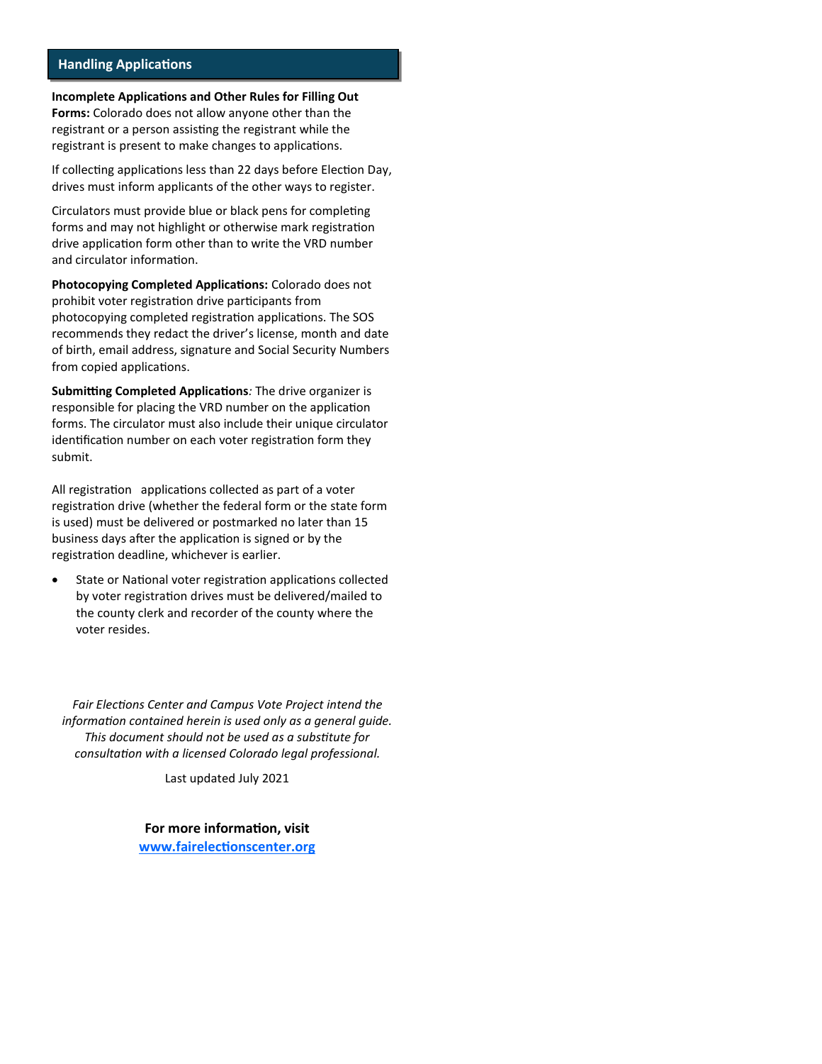## Handling Applications

**Incomplete Applications and Other Rules for Filling Out Forms:** Colorado does not allow anyone other than the registrant or a person assisting the registrant while the registrant is present to make changes to applications.

If collecting applications less than 22 days before Election Day, drives must inform applicants of the other ways to register.

Circulators must provide blue or black pens for completing forms and may not highlight or otherwise mark registration drive application form other than to write the VRD number and circulator information.

**Photocopying Completed Applications:** Colorado does not prohibit voter registration drive participants from photocopying completed registration applications. The SOS recommends they redact the driver's license, month and date of birth, email address, signature and Social Security Numbers from copied applications.

**Submitting Completed Applications***:* The drive organizer is responsible for placing the VRD number on the application forms. The circulator must also include their unique circulator identification number on each voter registration form they submit.

All registration applications collected as part of a voter registration drive (whether the federal form or the state form is used) must be delivered or postmarked no later than 15 business days after the application is signed or by the registration deadline, whichever is earlier.

- State or National voter registration applications collected by voter registration drives must be delivered/mailed to the county clerk and recorder of the county where the voter resides.

*Fair Elections Center and Campus Vote Project intend the information contained herein is used only as a general guide. This document should not be used as a substitute for consultation with a licensed Colorado legal professional.*

Last updated July 2021

**For more information, visit**
**www.fairelectionscenter.org**